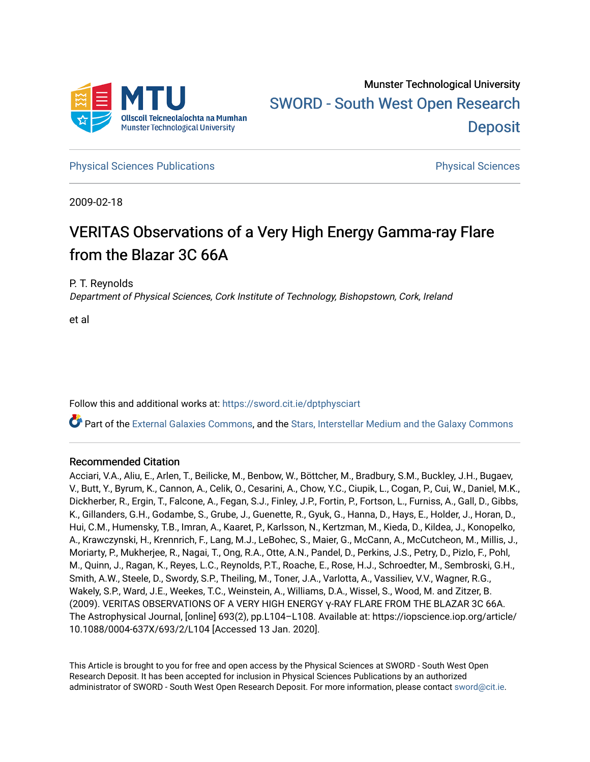Munster Technological University

SWORD - South West Open Research Deposit

Physical Sciences Publications | Physical Sciences

2009-02-18

# VERITAS Observations of a Very High Energy Gamma-ray Flare from the Blazar 3C 66A

P. T. Reynolds
*Department of Physical Sciences, Cork Institute of Technology, Bishopstown, Cork, Ireland*

et al

Follow this and additional works at: https://sword.cit.ie/dptphysciart

Part of the External Galaxies Commons, and the Stars, Interstellar Medium and the Galaxy Commons

## Recommended Citation

Acciari, V.A., Aliu, E., Arlen, T., Beilicke, M., Benbow, W., Böttcher, M., Bradbury, S.M., Buckley, J.H., Bugaev, V., Butt, Y., Byrum, K., Cannon, A., Celik, O., Cesarini, A., Chow, Y.C., Ciupik, L., Cogan, P., Cui, W., Daniel, M.K., Dickherber, R., Ergin, T., Falcone, A., Fegan, S.J., Finley, J.P., Fortin, P., Fortson, L., Furniss, A., Gall, D., Gibbs, K., Gillanders, G.H., Godambe, S., Grube, J., Guenette, R., Gyuk, G., Hanna, D., Hays, E., Holder, J., Horan, D., Hui, C.M., Humensky, T.B., Imran, A., Kaaret, P., Karlsson, N., Kertzman, M., Kieda, D., Kildea, J., Konopelko, A., Krawczynski, H., Krennrich, F., Lang, M.J., LeBohec, S., Maier, G., McCann, A., McCutcheon, M., Millis, J., Moriarty, P., Mukherjee, R., Nagai, T., Ong, R.A., Otte, A.N., Pandel, D., Perkins, J.S., Petry, D., Pizlo, F., Pohl, M., Quinn, J., Ragan, K., Reyes, L.C., Reynolds, P.T., Roache, E., Rose, H.J., Schroedter, M., Sembroski, G.H., Smith, A.W., Steele, D., Swordy, S.P., Theiling, M., Toner, J.A., Varlotta, A., Vassiliev, V.V., Wagner, R.G., Wakely, S.P., Ward, J.E., Weekes, T.C., Weinstein, A., Williams, D.A., Wissel, S., Wood, M. and Zitzer, B. (2009). VERITAS OBSERVATIONS OF A VERY HIGH ENERGY γ-RAY FLARE FROM THE BLAZAR 3C 66A. The Astrophysical Journal, [online] 693(2), pp.L104–L108. Available at: https://iopscience.iop.org/article/10.1088/0004-637X/693/2/L104 [Accessed 13 Jan. 2020].

This Article is brought to you for free and open access by the Physical Sciences at SWORD - South West Open Research Deposit. It has been accepted for inclusion in Physical Sciences Publications by an authorized administrator of SWORD - South West Open Research Deposit. For more information, please contact sword@cit.ie.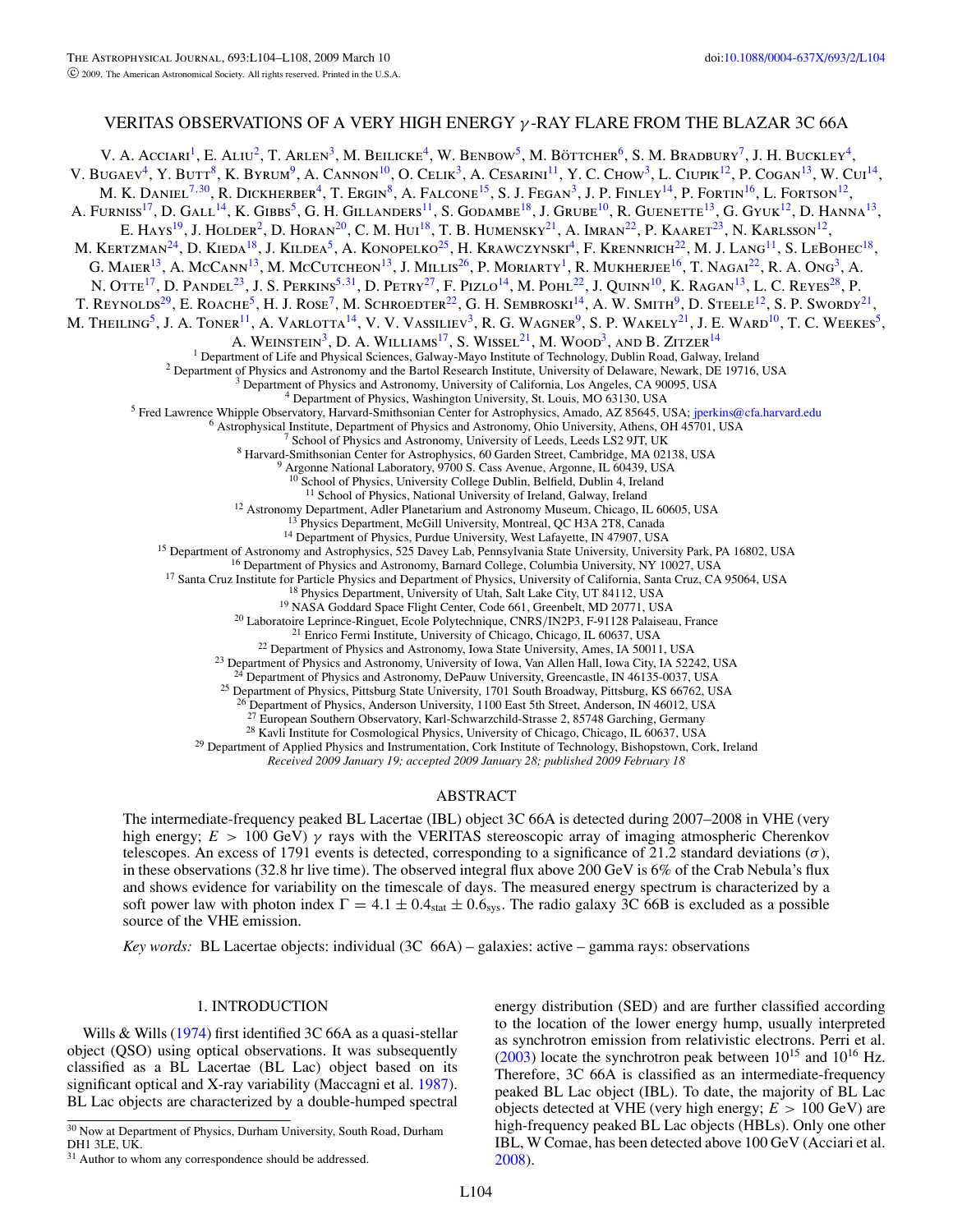# VERITAS OBSERVATIONS OF A VERY HIGH ENERGY $\gamma$-RAY FLARE FROM THE BLAZAR 3C 66A

V. A. Acciari[1], E. Aliu[2], T. Arlen[3], M. Beilicke[4], W. Benbow[5], M. Böttcher[6], S. M. Bradbury[7], J. H. Buckley[4], V. Bugaev[4], Y. Butt[8], K. Byrum[9], A. Cannon[10], O. Celik[3], A. Cesarini[11], Y. C. Chow[3], L. Ciupik[12], P. Cogan[13], W. Cui[14], M. K. Daniel[7,30], R. Dickherber[4], T. Ergin[8], A. Falcone[15], S. J. Fegan[3], J. P. Finley[14], P. Fortin[16], L. Fortson[12], A. Furniss[17], D. Gall[14], K. Gibbs[5], G. H. Gillanders[11], S. Godambe[18], J. Grube[10], R. Guenette[13], G. Gyuk[12], D. Hanna[13], E. Hays[19], J. Holder[2], D. Horan[20], C. M. Hui[18], T. B. Humensky[21], A. Imran[22], P. Kaaret[23], N. Karlsson[12], M. Kertzman[24], D. Kieda[18], J. Kildea[5], A. Konopelko[25], H. Krawczynski[4], F. Krennrich[22], M. J. Lang[11], S. LeBohec[18], G. Maier[13], A. McCann[13], M. McCutcheon[13], J. Millis[26], P. Moriarty[1], R. Mukherjee[16], T. Nagai[22], R. A. Ong[3], A. N. Otte[17], D. Pandel[23], J. S. Perkins[5,31], D. Petry[27], F. Pizlo[14], M. Pohl[22], J. Quinn[10], K. Ragan[13], L. C. Reyes[28], P. T. Reynolds[29], E. Roache[5], H. J. Rose[7], M. Schroedter[22], G. H. Sembroski[14], A. W. Smith[9], D. Steele[12], S. P. Swordy[21], M. Theiling[5], J. A. Toner[11], A. Varlotta[14], V. V. Vassiliev[3], R. G. Wagner[9], S. P. Wakely[21], J. E. Ward[10], T. C. Weekes[5], A. Weinstein[3], D. A. Williams[17], S. Wissel[21], M. Wood[3], and B. Zitzer[14]

[1] Department of Life and Physical Sciences, Galway-Mayo Institute of Technology, Dublin Road, Galway, Ireland
[2] Department of Physics and Astronomy and the Bartol Research Institute, University of Delaware, Newark, DE 19716, USA
[3] Department of Physics and Astronomy, University of California, Los Angeles, CA 90095, USA
[4] Department of Physics, Washington University, St. Louis, MO 63130, USA
[5] Fred Lawrence Whipple Observatory, Harvard-Smithsonian Center for Astrophysics, Amado, AZ 85645, USA; jperkins@cfa.harvard.edu
[6] Astrophysical Institute, Department of Physics and Astronomy, Ohio University, Athens, OH 45701, USA
[7] School of Physics and Astronomy, University of Leeds, Leeds LS2 9JT, UK
[8] Harvard-Smithsonian Center for Astrophysics, 60 Garden Street, Cambridge, MA 02138, USA
[9] Argonne National Laboratory, 9700 S. Cass Avenue, Argonne, IL 60439, USA
[10] School of Physics, University College Dublin, Belfield, Dublin 4, Ireland
[11] School of Physics, National University of Ireland, Galway, Ireland
[12] Astronomy Department, Adler Planetarium and Astronomy Museum, Chicago, IL 60605, USA
[13] Physics Department, McGill University, Montreal, QC H3A 2T8, Canada
[14] Department of Physics, Purdue University, West Lafayette, IN 47907, USA
[15] Department of Astronomy and Astrophysics, 525 Davey Lab, Pennsylvania State University, University Park, PA 16802, USA
[16] Department of Physics and Astronomy, Barnard College, Columbia University, NY 10027, USA
[17] Santa Cruz Institute for Particle Physics and Department of Physics, University of California, Santa Cruz, CA 95064, USA
[18] Physics Department, University of Utah, Salt Lake City, UT 84112, USA
[19] NASA Goddard Space Flight Center, Code 661, Greenbelt, MD 20771, USA
[20] Laboratoire Leprince-Ringuet, Ecole Polytechnique, CNRS/IN2P3, F-91128 Palaiseau, France
[21] Enrico Fermi Institute, University of Chicago, Chicago, IL 60637, USA
[22] Department of Physics and Astronomy, Iowa State University, Ames, IA 50011, USA
[23] Department of Physics and Astronomy, University of Iowa, Van Allen Hall, Iowa City, IA 52242, USA
[24] Department of Physics and Astronomy, DePauw University, Greencastle, IN 46135-0037, USA
[25] Department of Physics, Pittsburg State University, 1701 South Broadway, Pittsburg, KS 66762, USA
[26] Department of Physics, Anderson University, 1100 East 5th Street, Anderson, IN 46012, USA
[27] European Southern Observatory, Karl-Schwarzchild-Strasse 2, 85748 Garching, Germany
[28] Kavli Institute for Cosmological Physics, University of Chicago, Chicago, IL 60637, USA
[29] Department of Applied Physics and Instrumentation, Cork Institute of Technology, Bishopstown, Cork, Ireland

*Received 2009 January 19; accepted 2009 January 28; published 2009 February 18*

## ABSTRACT

The intermediate-frequency peaked BL Lacertae (IBL) object 3C 66A is detected during 2007–2008 in VHE (very high energy; $E > 100$ GeV) $\gamma$ rays with the VERITAS stereoscopic array of imaging atmospheric Cherenkov telescopes. An excess of 1791 events is detected, corresponding to a significance of 21.2 standard deviations ($\sigma$), in these observations (32.8 hr live time). The observed integral flux above 200 GeV is 6% of the Crab Nebula's flux and shows evidence for variability on the timescale of days. The measured energy spectrum is characterized by a soft power law with photon index $\Gamma = 4.1 \pm 0.4_{\rm stat} \pm 0.6_{\rm sys}$. The radio galaxy 3C 66B is excluded as a possible source of the VHE emission.

*Key words:* BL Lacertae objects: individual (3C 66A) – galaxies: active – gamma rays: observations

## 1. INTRODUCTION

Wills & Wills (1974) first identified 3C 66A as a quasi-stellar object (QSO) using optical observations. It was subsequently classified as a BL Lacertae (BL Lac) object based on its significant optical and X-ray variability (Maccagni et al. 1987). BL Lac objects are characterized by a double-humped spectral energy distribution (SED) and are further classified according to the location of the lower energy hump, usually interpreted as synchrotron emission from relativistic electrons. Perri et al. (2003) locate the synchrotron peak between $10^{15}$ and $10^{16}$ Hz. Therefore, 3C 66A is classified as an intermediate-frequency peaked BL Lac object (IBL). To date, the majority of BL Lac objects detected at VHE (very high energy; $E > 100$ GeV) are high-frequency peaked BL Lac objects (HBLs). Only one other IBL, W Comae, has been detected above 100 GeV (Acciari et al. 2008).

[30] Now at Department of Physics, Durham University, South Road, Durham DH1 3LE, UK.

[31] Author to whom any correspondence should be addressed.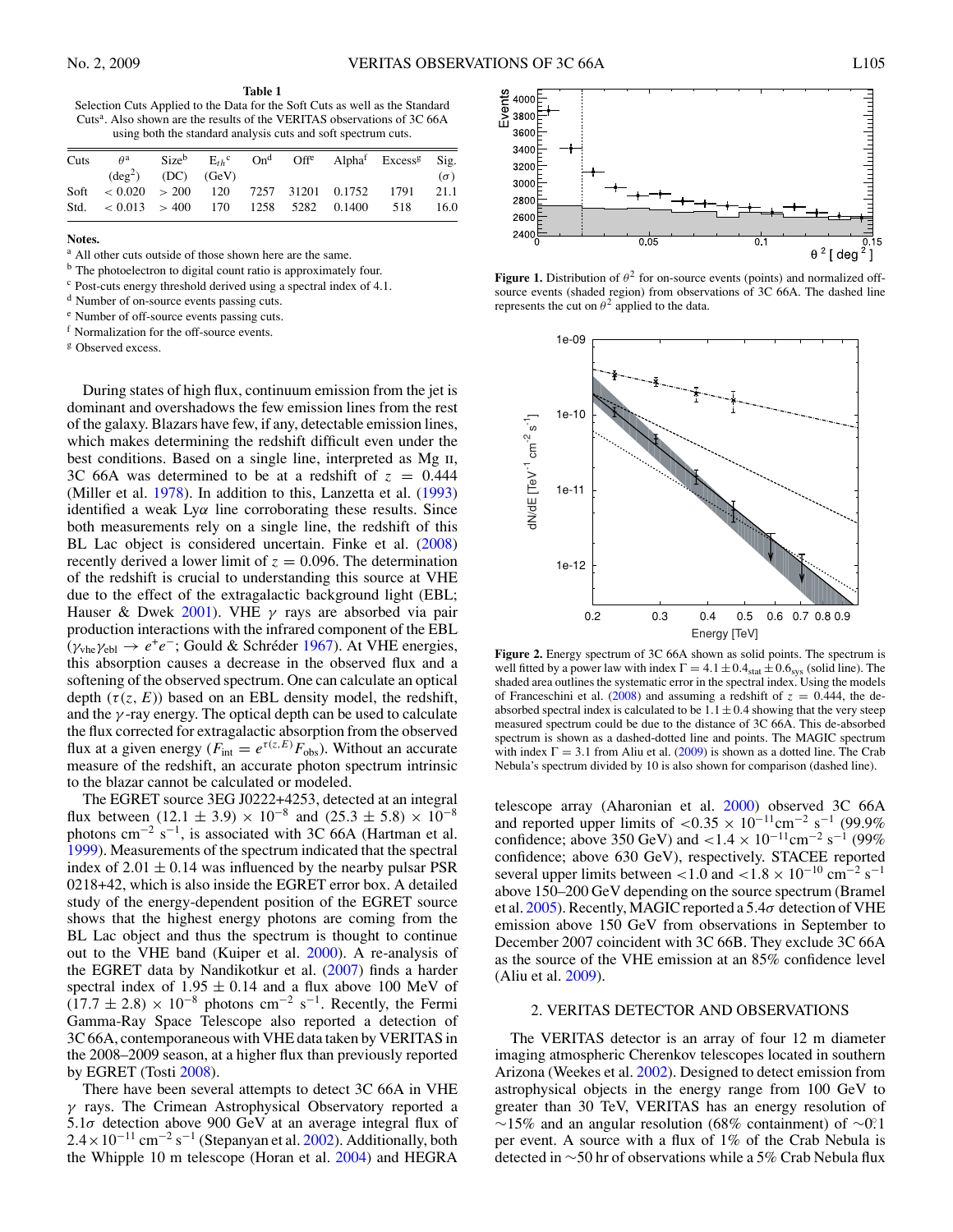**Table 1**
Selection Cuts Applied to the Data for the Soft Cuts as well as the Standard Cuts[a]. Also shown are the results of the VERITAS observations of 3C 66A using both the standard analysis cuts and soft spectrum cuts.

| Cuts | $\theta$[a] (deg$^2$) | Size[b] (DC) | $E_{th}$[c] (GeV) | On[d] | Off[e] | Alpha[f] | Excess[g] | Sig. ($\sigma$) |
|---|---|---|---|---|---|---|---|---|
| Soft | < 0.020 | > 200 | 120 | 7257 | 31201 | 0.1752 | 1791 | 21.1 |
| Std. | < 0.013 | > 400 | 170 | 1258 | 5282 | 0.1400 | 518 | 16.0 |

**Notes.**
[a] All other cuts outside of those shown here are the same.
[b] The photoelectron to digital count ratio is approximately four.
[c] Post-cuts energy threshold derived using a spectral index of 4.1.
[d] Number of on-source events passing cuts.
[e] Number of off-source events passing cuts.
[f] Normalization for the off-source events.
[g] Observed excess.

During states of high flux, continuum emission from the jet is dominant and overshadows the few emission lines from the rest of the galaxy. Blazars have few, if any, detectable emission lines, which makes determining the redshift difficult even under the best conditions. Based on a single line, interpreted as Mg II, 3C 66A was determined to be at a redshift of $z = 0.444$ (Miller et al. 1978). In addition to this, Lanzetta et al. (1993) identified a weak Ly$\alpha$ line corroborating these results. Since both measurements rely on a single line, the redshift of this BL Lac object is considered uncertain. Finke et al. (2008) recently derived a lower limit of $z = 0.096$. The determination of the redshift is crucial to understanding this source at VHE due to the effect of the extragalactic background light (EBL; Hauser & Dwek 2001). VHE $\gamma$ rays are absorbed via pair production interactions with the infrared component of the EBL ($\gamma_{\rm vhe}\gamma_{\rm ebl} \rightarrow e^+e^-$; Gould & Schréder 1967). At VHE energies, this absorption causes a decrease in the observed flux and a softening of the observed spectrum. One can calculate an optical depth ($\tau(z, E)$) based on an EBL density model, the redshift, and the $\gamma$-ray energy. The optical depth can be used to calculate the flux corrected for extragalactic absorption from the observed flux at a given energy ($F_{\rm int} = e^{\tau(z,E)} F_{\rm obs}$). Without an accurate measure of the redshift, an accurate photon spectrum intrinsic to the blazar cannot be calculated or modeled.

The EGRET source 3EG J0222+4253, detected at an integral flux between $(12.1 \pm 3.9) \times 10^{-8}$ and $(25.3 \pm 5.8) \times 10^{-8}$ photons cm$^{-2}$ s$^{-1}$, is associated with 3C 66A (Hartman et al. 1999). Measurements of the spectrum indicated that the spectral index of $2.01 \pm 0.14$ was influenced by the nearby pulsar PSR 0218+42, which is also inside the EGRET error box. A detailed study of the energy-dependent position of the EGRET source shows that the highest energy photons are coming from the BL Lac object and thus the spectrum is thought to continue out to the VHE band (Kuiper et al. 2000). A re-analysis of the EGRET data by Nandikotkur et al. (2007) finds a harder spectral index of $1.95 \pm 0.14$ and a flux above 100 MeV of $(17.7 \pm 2.8) \times 10^{-8}$ photons cm$^{-2}$ s$^{-1}$. Recently, the Fermi Gamma-Ray Space Telescope also reported a detection of 3C 66A, contemporaneous with VHE data taken by VERITAS in the 2008–2009 season, at a higher flux than previously reported by EGRET (Tosti 2008).

There have been several attempts to detect 3C 66A in VHE $\gamma$ rays. The Crimean Astrophysical Observatory reported a 5.1$\sigma$ detection above 900 GeV at an average integral flux of $2.4 \times 10^{-11}$ cm$^{-2}$ s$^{-1}$ (Stepanyan et al. 2002). Additionally, both the Whipple 10 m telescope (Horan et al. 2004) and HEGRA telescope array (Aharonian et al. 2000) observed 3C 66A and reported upper limits of $<0.35 \times 10^{-11}$cm$^{-2}$ s$^{-1}$ (99.9% confidence; above 350 GeV) and $<1.4 \times 10^{-11}$cm$^{-2}$ s$^{-1}$ (99% confidence; above 630 GeV), respectively. STACEE reported several upper limits between $<1.0$ and $<1.8 \times 10^{-10}$ cm$^{-2}$ s$^{-1}$ above 150–200 GeV depending on the source spectrum (Bramel et al. 2005). Recently, MAGIC reported a 5.4$\sigma$ detection of VHE emission above 150 GeV from observations in September to December 2007 coincident with 3C 66B. They exclude 3C 66A as the source of the VHE emission at an 85% confidence level (Aliu et al. 2009).

**Figure 1.** Distribution of $\theta^2$ for on-source events (points) and normalized off-source events (shaded region) from observations of 3C 66A. The dashed line represents the cut on $\theta^2$ applied to the data.

**Figure 2.** Energy spectrum of 3C 66A shown as solid points. The spectrum is well fitted by a power law with index $\Gamma = 4.1 \pm 0.4_{\rm stat} \pm 0.6_{\rm sys}$ (solid line). The shaded area outlines the systematic error in the spectral index. Using the models of Franceschini et al. (2008) and assuming a redshift of $z = 0.444$, the de-absorbed spectral index is calculated to be $1.1 \pm 0.4$ showing that the very steep measured spectrum could be due to the distance of 3C 66A. This de-absorbed spectrum is shown as a dashed-dotted line and points. The MAGIC spectrum with index $\Gamma = 3.1$ from Aliu et al. (2009) is shown as a dotted line. The Crab Nebula's spectrum divided by 10 is also shown for comparison (dashed line).

## 2. VERITAS DETECTOR AND OBSERVATIONS

The VERITAS detector is an array of four 12 m diameter imaging atmospheric Cherenkov telescopes located in southern Arizona (Weekes et al. 2002). Designed to detect emission from astrophysical objects in the energy range from 100 GeV to greater than 30 TeV, VERITAS has an energy resolution of $\sim$15% and an angular resolution (68% containment) of $\sim$0$^{\circ}$.1 per event. A source with a flux of 1% of the Crab Nebula is detected in $\sim$50 hr of observations while a 5% Crab Nebula flux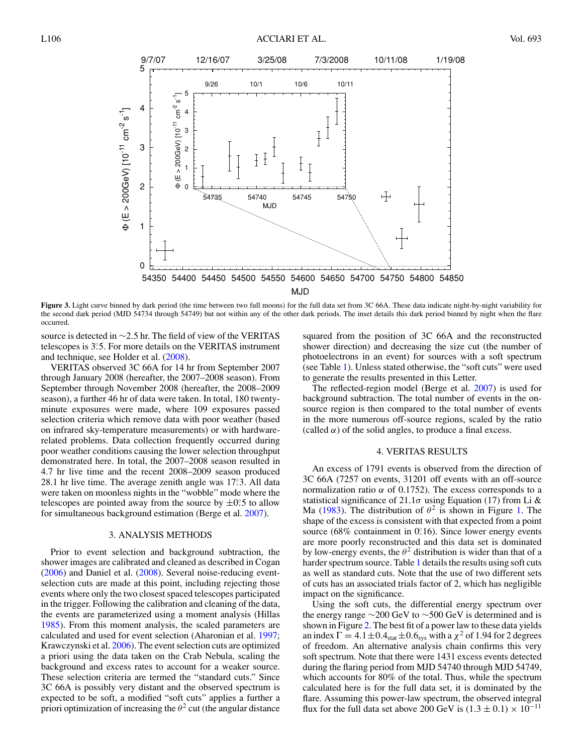**Figure 3.** Light curve binned by dark period (the time between two full moons) for the full data set from 3C 66A. These data indicate night-by-night variability for the second dark period (MJD 54734 through 54749) but not within any of the other dark periods. The inset details this dark period binned by night when the flare occurred.

source is detected in ∼2.5 hr. The field of view of the VERITAS telescopes is 3°.5. For more details on the VERITAS instrument and technique, see Holder et al. (2008).

VERITAS observed 3C 66A for 14 hr from September 2007 through January 2008 (hereafter, the 2007–2008 season). From September through November 2008 (hereafter, the 2008–2009 season), a further 46 hr of data were taken. In total, 180 twenty-minute exposures were made, where 109 exposures passed selection criteria which remove data with poor weather (based on infrared sky-temperature measurements) or with hardware-related problems. Data collection frequently occurred during poor weather conditions causing the lower selection throughput demonstrated here. In total, the 2007–2008 season resulted in 4.7 hr live time and the recent 2008–2009 season produced 28.1 hr live time. The average zenith angle was 17°.3. All data were taken on moonless nights in the "wobble" mode where the telescopes are pointed away from the source by ±0°.5 to allow for simultaneous background estimation (Berge et al. 2007).

## 3. ANALYSIS METHODS

Prior to event selection and background subtraction, the shower images are calibrated and cleaned as described in Cogan (2006) and Daniel et al. (2008). Several noise-reducing event-selection cuts are made at this point, including rejecting those events where only the two closest spaced telescopes participated in the trigger. Following the calibration and cleaning of the data, the events are parameterized using a moment analysis (Hillas 1985). From this moment analysis, the scaled parameters are calculated and used for event selection (Aharonian et al. 1997; Krawczynski et al. 2006). The event selection cuts are optimized a priori using the data taken on the Crab Nebula, scaling the background and excess rates to account for a weaker source. These selection criteria are termed the "standard cuts." Since 3C 66A is possibly very distant and the observed spectrum is expected to be soft, a modified "soft cuts" applies a further a priori optimization of increasing the $\theta^2$ cut (the angular distance squared from the position of 3C 66A and the reconstructed shower direction) and decreasing the size cut (the number of photoelectrons in an event) for sources with a soft spectrum (see Table 1). Unless stated otherwise, the "soft cuts" were used to generate the results presented in this Letter.

The reflected-region model (Berge et al. 2007) is used for background subtraction. The total number of events in the on-source region is then compared to the total number of events in the more numerous off-source regions, scaled by the ratio (called $\alpha$) of the solid angles, to produce a final excess.

## 4. VERITAS RESULTS

An excess of 1791 events is observed from the direction of 3C 66A (7257 on events, 31201 off events with an off-source normalization ratio $\alpha$ of 0.1752). The excess corresponds to a statistical significance of 21.1$\sigma$ using Equation (17) from Li & Ma (1983). The distribution of $\theta^2$ is shown in Figure 1. The shape of the excess is consistent with that expected from a point source (68% containment in 0°.16). Since lower energy events are more poorly reconstructed and this data set is dominated by low-energy events, the $\theta^2$ distribution is wider than that of a harder spectrum source. Table 1 details the results using soft cuts as well as standard cuts. Note that the use of two different sets of cuts has an associated trials factor of 2, which has negligible impact on the significance.

Using the soft cuts, the differential energy spectrum over the energy range ∼200 GeV to ∼500 GeV is determined and is shown in Figure 2. The best fit of a power law to these data yields an index $\Gamma = 4.1 \pm 0.4_{\rm stat} \pm 0.6_{\rm sys}$ with a $\chi^2$ of 1.94 for 2 degrees of freedom. An alternative analysis chain confirms this very soft spectrum. Note that there were 1431 excess events detected during the flaring period from MJD 54740 through MJD 54749, which accounts for 80% of the total. Thus, while the spectrum calculated here is for the full data set, it is dominated by the flare. Assuming this power-law spectrum, the observed integral flux for the full data set above 200 GeV is $(1.3 \pm 0.1) \times 10^{-11}$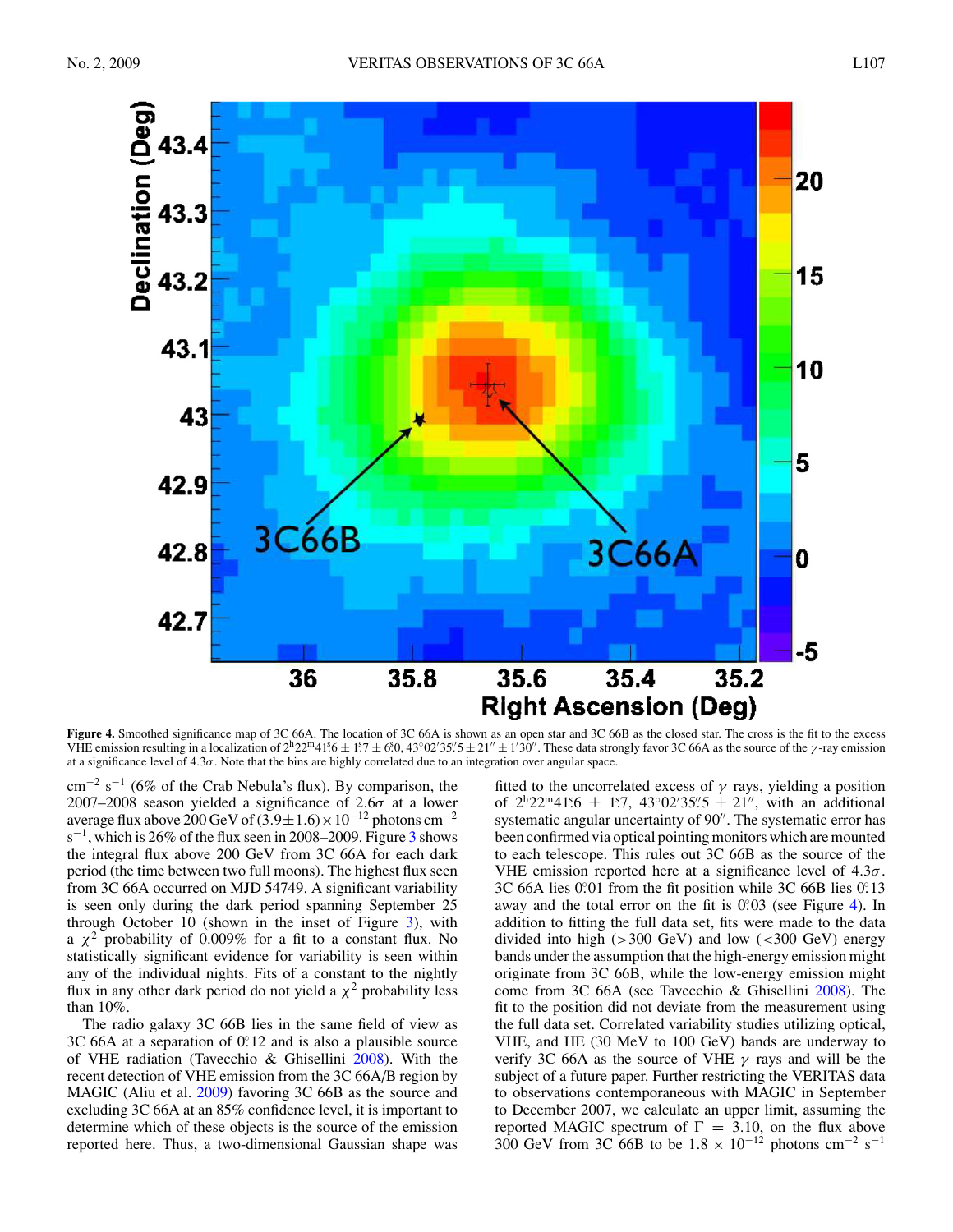**Figure 4.** Smoothed significance map of 3C 66A. The location of 3C 66A is shown as an open star and 3C 66B as the closed star. The cross is the fit to the excess VHE emission resulting in a localization of $2^{\mathrm{h}}22^{\mathrm{m}}41\overset{\mathrm{s}}{.}6 \pm 1\overset{\mathrm{s}}{.}7 \pm 6\overset{\mathrm{s}}{.}0$, $43°02'35\overset{''}{.}5 \pm 21'' \pm 1'30''$. These data strongly favor 3C 66A as the source of the $\gamma$-ray emission at a significance level of $4.3\sigma$. Note that the bins are highly correlated due to an integration over angular space.

cm$^{-2}$ s$^{-1}$ (6% of the Crab Nebula's flux). By comparison, the 2007–2008 season yielded a significance of $2.6\sigma$ at a lower average flux above 200 GeV of $(3.9 \pm 1.6) \times 10^{-12}$ photons cm$^{-2}$ s$^{-1}$, which is 26% of the flux seen in 2008–2009. Figure 3 shows the integral flux above 200 GeV from 3C 66A for each dark period (the time between two full moons). The highest flux seen from 3C 66A occurred on MJD 54749. A significant variability is seen only during the dark period spanning September 25 through October 10 (shown in the inset of Figure 3), with a $\chi^2$ probability of 0.009% for a fit to a constant flux. No statistically significant evidence for variability is seen within any of the individual nights. Fits of a constant to the nightly flux in any other dark period do not yield a $\chi^2$ probability less than 10%.

The radio galaxy 3C 66B lies in the same field of view as 3C 66A at a separation of $0\overset{\circ}{.}12$ and is also a plausible source of VHE radiation (Tavecchio & Ghisellini 2008). With the recent detection of VHE emission from the 3C 66A/B region by MAGIC (Aliu et al. 2009) favoring 3C 66B as the source and excluding 3C 66A at an 85% confidence level, it is important to determine which of these objects is the source of the emission reported here. Thus, a two-dimensional Gaussian shape was fitted to the uncorrelated excess of $\gamma$ rays, yielding a position of $2^{\mathrm{h}}22^{\mathrm{m}}41\overset{\mathrm{s}}{.}6 \pm 1\overset{\mathrm{s}}{.}7$, $43°02'35\overset{''}{.}5 \pm 21''$, with an additional systematic angular uncertainty of $90''$. The systematic error has been confirmed via optical pointing monitors which are mounted to each telescope. This rules out 3C 66B as the source of the VHE emission reported here at a significance level of $4.3\sigma$. 3C 66A lies $0\overset{\circ}{.}01$ from the fit position while 3C 66B lies $0\overset{\circ}{.}13$ away and the total error on the fit is $0\overset{\circ}{.}03$ (see Figure 4). In addition to fitting the full data set, fits were made to the data divided into high (>300 GeV) and low (<300 GeV) energy bands under the assumption that the high-energy emission might originate from 3C 66B, while the low-energy emission might come from 3C 66A (see Tavecchio & Ghisellini 2008). The fit to the position did not deviate from the measurement using the full data set. Correlated variability studies utilizing optical, VHE, and HE (30 MeV to 100 GeV) bands are underway to verify 3C 66A as the source of VHE $\gamma$ rays and will be the subject of a future paper. Further restricting the VERITAS data to observations contemporaneous with MAGIC in September to December 2007, we calculate an upper limit, assuming the reported MAGIC spectrum of $\Gamma = 3.10$, on the flux above 300 GeV from 3C 66B to be $1.8 \times 10^{-12}$ photons cm$^{-2}$ s$^{-1}$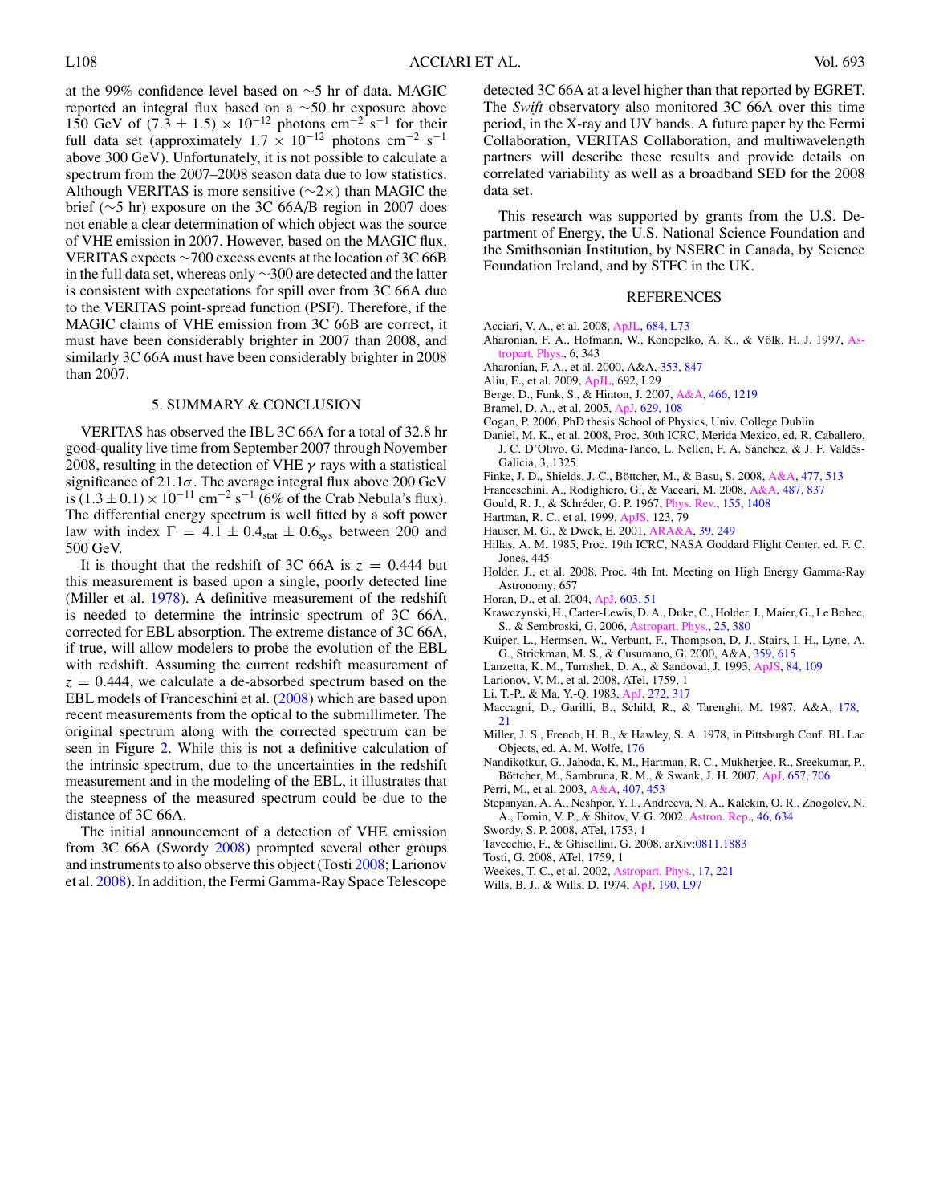at the 99% confidence level based on ~5 hr of data. MAGIC reported an integral flux based on a ~50 hr exposure above 150 GeV of $(7.3 \pm 1.5) \times 10^{-12}$ photons $\mathrm{cm}^{-2}\ \mathrm{s}^{-1}$ for their full data set (approximately $1.7 \times 10^{-12}$ photons $\mathrm{cm}^{-2}\ \mathrm{s}^{-1}$ above 300 GeV). Unfortunately, it is not possible to calculate a spectrum from the 2007–2008 season data due to low statistics. Although VERITAS is more sensitive (~2×) than MAGIC the brief (~5 hr) exposure on the 3C 66A/B region in 2007 does not enable a clear determination of which object was the source of VHE emission in 2007. However, based on the MAGIC flux, VERITAS expects ~700 excess events at the location of 3C 66B in the full data set, whereas only ~300 are detected and the latter is consistent with expectations for spill over from 3C 66A due to the VERITAS point-spread function (PSF). Therefore, if the MAGIC claims of VHE emission from 3C 66B are correct, it must have been considerably brighter in 2007 than 2008, and similarly 3C 66A must have been considerably brighter in 2008 than 2007.

## 5. SUMMARY & CONCLUSION

VERITAS has observed the IBL 3C 66A for a total of 32.8 hr good-quality live time from September 2007 through November 2008, resulting in the detection of VHE $\gamma$ rays with a statistical significance of $21.1\sigma$. The average integral flux above 200 GeV is $(1.3 \pm 0.1) \times 10^{-11}\ \mathrm{cm}^{-2}\ \mathrm{s}^{-1}$ (6% of the Crab Nebula's flux). The differential energy spectrum is well fitted by a soft power law with index $\Gamma = 4.1 \pm 0.4_{\mathrm{stat}} \pm 0.6_{\mathrm{sys}}$ between 200 and 500 GeV.

It is thought that the redshift of 3C 66A is $z = 0.444$ but this measurement is based upon a single, poorly detected line (Miller et al. 1978). A definitive measurement of the redshift is needed to determine the intrinsic spectrum of 3C 66A, corrected for EBL absorption. The extreme distance of 3C 66A, if true, will allow modelers to probe the evolution of the EBL with redshift. Assuming the current redshift measurement of $z = 0.444$, we calculate a de-absorbed spectrum based on the EBL models of Franceschini et al. (2008) which are based upon recent measurements from the optical to the submillimeter. The original spectrum along with the corrected spectrum can be seen in Figure 2. While this is not a definitive calculation of the intrinsic spectrum, due to the uncertainties in the redshift measurement and in the modeling of the EBL, it illustrates that the steepness of the measured spectrum could be due to the distance of 3C 66A.

The initial announcement of a detection of VHE emission from 3C 66A (Swordy 2008) prompted several other groups and instruments to also observe this object (Tosti 2008; Larionov et al. 2008). In addition, the Fermi Gamma-Ray Space Telescope detected 3C 66A at a level higher than that reported by EGRET. The *Swift* observatory also monitored 3C 66A over this time period, in the X-ray and UV bands. A future paper by the Fermi Collaboration, VERITAS Collaboration, and multiwavelength partners will describe these results and provide details on correlated variability as well as a broadband SED for the 2008 data set.

This research was supported by grants from the U.S. Department of Energy, the U.S. National Science Foundation and the Smithsonian Institution, by NSERC in Canada, by Science Foundation Ireland, and by STFC in the UK.

## REFERENCES

Acciari, V. A., et al. 2008, ApJL, 684, L73
Aharonian, F. A., Hofmann, W., Konopelko, A. K., & Völk, H. J. 1997, Astropart. Phys., 6, 343
Aharonian, F. A., et al. 2000, A&A, 353, 847
Aliu, E., et al. 2009, ApJL, 692, L29
Berge, D., Funk, S., & Hinton, J. 2007, A&A, 466, 1219
Bramel, D. A., et al. 2005, ApJ, 629, 108
Cogan, P. 2006, PhD thesis School of Physics, Univ. College Dublin
Daniel, M. K., et al. 2008, Proc. 30th ICRC, Merida Mexico, ed. R. Caballero, J. C. D'Olivo, G. Medina-Tanco, L. Nellen, F. A. Sánchez, & J. F. Valdés-Galicia, 3, 1325
Finke, J. D., Shields, J. C., Böttcher, M., & Basu, S. 2008, A&A, 477, 513
Franceschini, A., Rodighiero, G., & Vaccari, M. 2008, A&A, 487, 837
Gould, R. J., & Schréder, G. P. 1967, Phys. Rev., 155, 1408
Hartman, R. C., et al. 1999, ApJS, 123, 79
Hauser, M. G., & Dwek, E. 2001, ARA&A, 39, 249
Hillas, A. M. 1985, Proc. 19th ICRC, NASA Goddard Flight Center, ed. F. C. Jones, 445
Holder, J., et al. 2008, Proc. 4th Int. Meeting on High Energy Gamma-Ray Astronomy, 657
Horan, D., et al. 2004, ApJ, 603, 51
Krawczynski, H., Carter-Lewis, D. A., Duke, C., Holder, J., Maier, G., Le Bohec, S., & Sembroski, G. 2006, Astropart. Phys., 25, 380
Kuiper, L., Hermsen, W., Verbunt, F., Thompson, D. J., Stairs, I. H., Lyne, A. G., Strickman, M. S., & Cusumano, G. 2000, A&A, 359, 615
Lanzetta, K. M., Turnshek, D. A., & Sandoval, J. 1993, ApJS, 84, 109
Larionov, V. M., et al. 2008, ATel, 1759, 1
Li, T.-P., & Ma, Y.-Q. 1983, ApJ, 272, 317
Maccagni, D., Garilli, B., Schild, R., & Tarenghi, M. 1987, A&A, 178, 21
Miller, J. S., French, H. B., & Hawley, S. A. 1978, in Pittsburgh Conf. BL Lac Objects, ed. A. M. Wolfe, 176
Nandikotkur, G., Jahoda, K. M., Hartman, R. C., Mukherjee, R., Sreekumar, P., Böttcher, M., Sambruna, R. M., & Swank, J. H. 2007, ApJ, 657, 706
Perri, M., et al. 2003, A&A, 407, 453
Stepanyan, A. A., Neshpor, Y. I., Andreeva, N. A., Kalekin, O. R., Zhogolev, N. A., Fomin, V. P., & Shitov, V. G. 2002, Astron. Rep., 46, 634
Swordy, S. P. 2008, ATel, 1753, 1
Tavecchio, F., & Ghisellini, G. 2008, arXiv:0811.1883
Tosti, G. 2008, ATel, 1759, 1
Weekes, T. C., et al. 2002, Astropart. Phys., 17, 221
Wills, B. J., & Wills, D. 1974, ApJ, 190, L97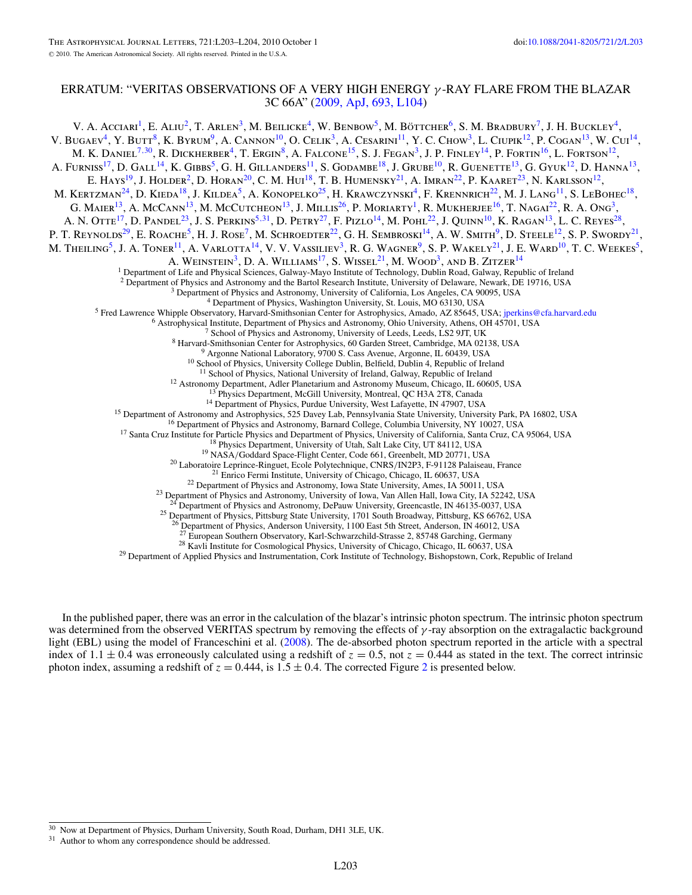# ERRATUM: "VERITAS OBSERVATIONS OF A VERY HIGH ENERGY $\gamma$-RAY FLARE FROM THE BLAZAR 3C 66A" (2009, ApJ, 693, L104)

V. A. Acciari[1], E. Aliu[2], T. Arlen[3], M. Beilicke[4], W. Benbow[5], M. Böttcher[6], S. M. Bradbury[7], J. H. Buckley[4], V. Bugaev[4], Y. Butt[8], K. Byrum[9], A. Cannon[10], O. Celik[3], A. Cesarini[11], Y. C. Chow[3], L. Ciupik[12], P. Cogan[13], W. Cui[14], M. K. Daniel[7,30], R. Dickherber[4], T. Ergin[8], A. Falcone[15], S. J. Fegan[3], J. P. Finley[14], P. Fortin[16], L. Fortson[12], A. Furniss[17], D. Gall[14], K. Gibbs[5], G. H. Gillanders[11], S. Godambe[18], J. Grube[10], R. Guenette[13], G. Gyuk[12], D. Hanna[13], E. Hays[19], J. Holder[2], D. Horan[20], C. M. Hui[18], T. B. Humensky[21], A. Imran[22], P. Kaaret[23], N. Karlsson[12], M. Kertzman[24], D. Kieda[18], J. Kildea[5], A. Konopelko[25], H. Krawczynski[4], F. Krennrich[22], M. J. Lang[11], S. LeBohec[18], G. Maier[13], A. McCann[13], M. McCutcheon[13], J. Millis[26], P. Moriarty[1], R. Mukherjee[16], T. Nagai[22], R. A. Ong[3], A. N. Otte[17], D. Pandel[23], J. S. Perkins[5,31], D. Petry[27], F. Pizlo[14], M. Pohl[22], J. Quinn[10], K. Ragan[13], L. C. Reyes[28], P. T. Reynolds[29], E. Roache[5], H. J. Rose[7], M. Schroedter[22], G. H. Sembroski[14], A. W. Smith[9], D. Steele[12], S. P. Swordy[21], M. Theiling[5], J. A. Toner[11], A. Varlotta[14], V. V. Vassiliev[3], R. G. Wagner[9], S. P. Wakely[21], J. E. Ward[10], T. C. Weekes[5], A. Weinstein[3], D. A. Williams[17], S. Wissel[21], M. Wood[3], and B. Zitzer[14]

[1] Department of Life and Physical Sciences, Galway-Mayo Institute of Technology, Dublin Road, Galway, Republic of Ireland
[2] Department of Physics and Astronomy and the Bartol Research Institute, University of Delaware, Newark, DE 19716, USA
[3] Department of Physics and Astronomy, University of California, Los Angeles, CA 90095, USA
[4] Department of Physics, Washington University, St. Louis, MO 63130, USA
[5] Fred Lawrence Whipple Observatory, Harvard-Smithsonian Center for Astrophysics, Amado, AZ 85645, USA; jperkins@cfa.harvard.edu
[6] Astrophysical Institute, Department of Physics and Astronomy, Ohio University, Athens, OH 45701, USA
[7] School of Physics and Astronomy, University of Leeds, Leeds, LS2 9JT, UK
[8] Harvard-Smithsonian Center for Astrophysics, 60 Garden Street, Cambridge, MA 02138, USA
[9] Argonne National Laboratory, 9700 S. Cass Avenue, Argonne, IL 60439, USA
[10] School of Physics, University College Dublin, Belfield, Dublin 4, Republic of Ireland
[11] School of Physics, National University of Ireland, Galway, Republic of Ireland
[12] Astronomy Department, Adler Planetarium and Astronomy Museum, Chicago, IL 60605, USA
[13] Physics Department, McGill University, Montreal, QC H3A 2T8, Canada
[14] Department of Physics, Purdue University, West Lafayette, IN 47907, USA
[15] Department of Astronomy and Astrophysics, 525 Davey Lab, Pennsylvania State University, University Park, PA 16802, USA
[16] Department of Physics and Astronomy, Barnard College, Columbia University, NY 10027, USA
[17] Santa Cruz Institute for Particle Physics and Department of Physics, University of California, Santa Cruz, CA 95064, USA
[18] Physics Department, University of Utah, Salt Lake City, UT 84112, USA
[19] NASA/Goddard Space-Flight Center, Code 661, Greenbelt, MD 20771, USA
[20] Laboratoire Leprince-Ringuet, Ecole Polytechnique, CNRS/IN2P3, F-91128 Palaiseau, France
[21] Enrico Fermi Institute, University of Chicago, Chicago, IL 60637, USA
[22] Department of Physics and Astronomy, Iowa State University, Ames, IA 50011, USA
[23] Department of Physics and Astronomy, University of Iowa, Van Allen Hall, Iowa City, IA 52242, USA
[24] Department of Physics and Astronomy, DePauw University, Greencastle, IN 46135-0037, USA
[25] Department of Physics, Pittsburg State University, 1701 South Broadway, Pittsburg, KS 66762, USA
[26] Department of Physics, Anderson University, 1100 East 5th Street, Anderson, IN 46012, USA
[27] European Southern Observatory, Karl-Schwarzchild-Strasse 2, 85748 Garching, Germany
[28] Kavli Institute for Cosmological Physics, University of Chicago, Chicago, IL 60637, USA
[29] Department of Applied Physics and Instrumentation, Cork Institute of Technology, Bishopstown, Cork, Republic of Ireland

In the published paper, there was an error in the calculation of the blazar's intrinsic photon spectrum. The intrinsic photon spectrum was determined from the observed VERITAS spectrum by removing the effects of $\gamma$-ray absorption on the extragalactic background light (EBL) using the model of Franceschini et al. (2008). The de-absorbed photon spectrum reported in the article with a spectral index of $1.1 \pm 0.4$ was erroneously calculated using a redshift of $z = 0.5$, not $z = 0.444$ as stated in the text. The correct intrinsic photon index, assuming a redshift of $z = 0.444$, is $1.5 \pm 0.4$. The corrected Figure 2 is presented below.

[30] Now at Department of Physics, Durham University, South Road, Durham, DH1 3LE, UK.

[31] Author to whom any correspondence should be addressed.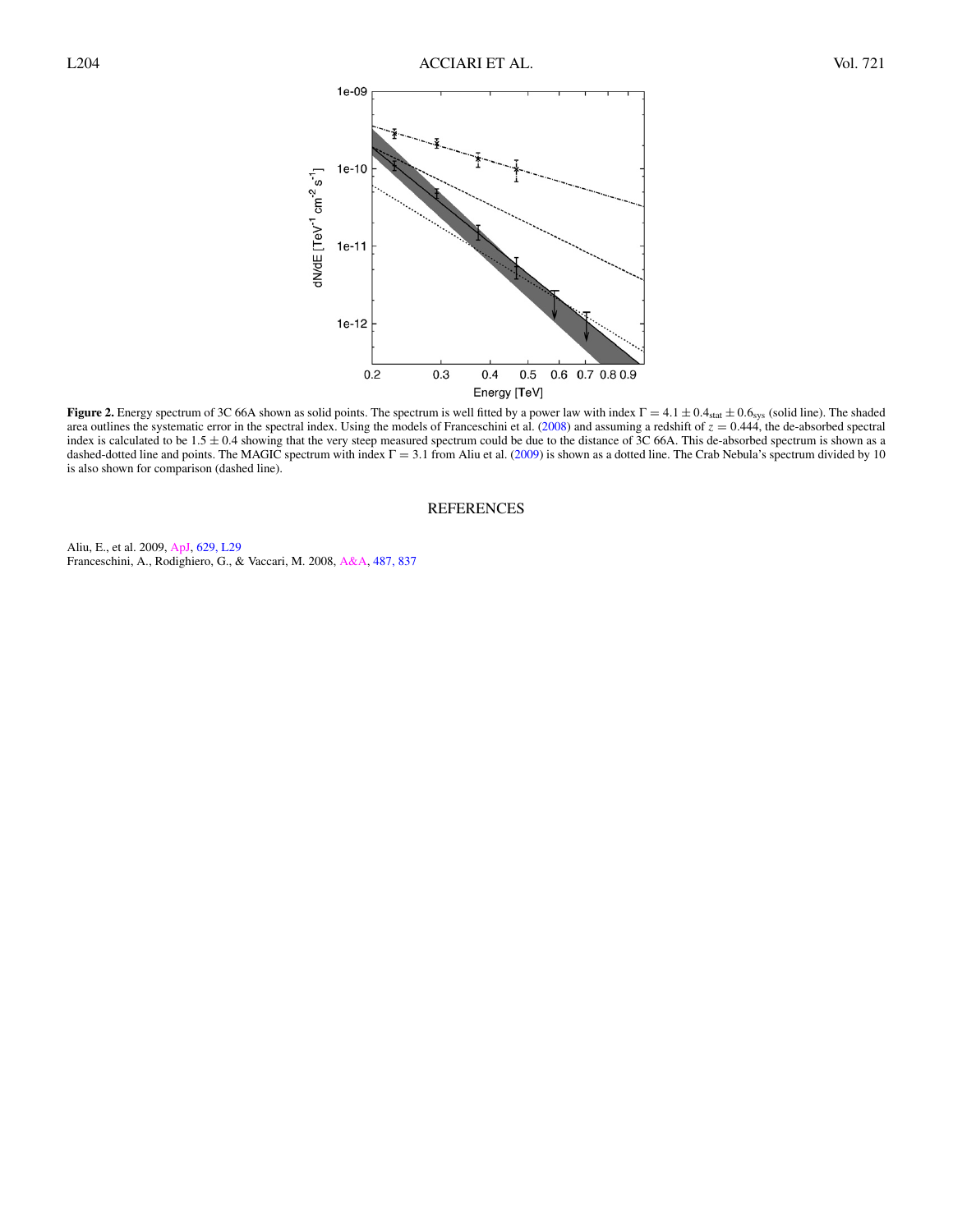1e-09

1e-10

1e-11

1e-12

dN/dE [TeV$^{-1}$ cm$^{-2}$ s$^{-1}$]

0.2 0.3 0.4 0.5 0.6 0.7 0.8 0.9

Energy [TeV]

**Figure 2.** Energy spectrum of 3C 66A shown as solid points. The spectrum is well fitted by a power law with index $\Gamma = 4.1 \pm 0.4_{\rm stat} \pm 0.6_{\rm sys}$ (solid line). The shaded area outlines the systematic error in the spectral index. Using the models of Franceschini et al. (2008) and assuming a redshift of $z = 0.444$, the de-absorbed spectral index is calculated to be $1.5 \pm 0.4$ showing that the very steep measured spectrum could be due to the distance of 3C 66A. This de-absorbed spectrum is shown as a dashed-dotted line and points. The MAGIC spectrum with index $\Gamma = 3.1$ from Aliu et al. (2009) is shown as a dotted line. The Crab Nebula's spectrum divided by 10 is also shown for comparison (dashed line).

## REFERENCES

Aliu, E., et al. 2009, ApJ, 629, L29

Franceschini, A., Rodighiero, G., & Vaccari, M. 2008, A&A, 487, 837